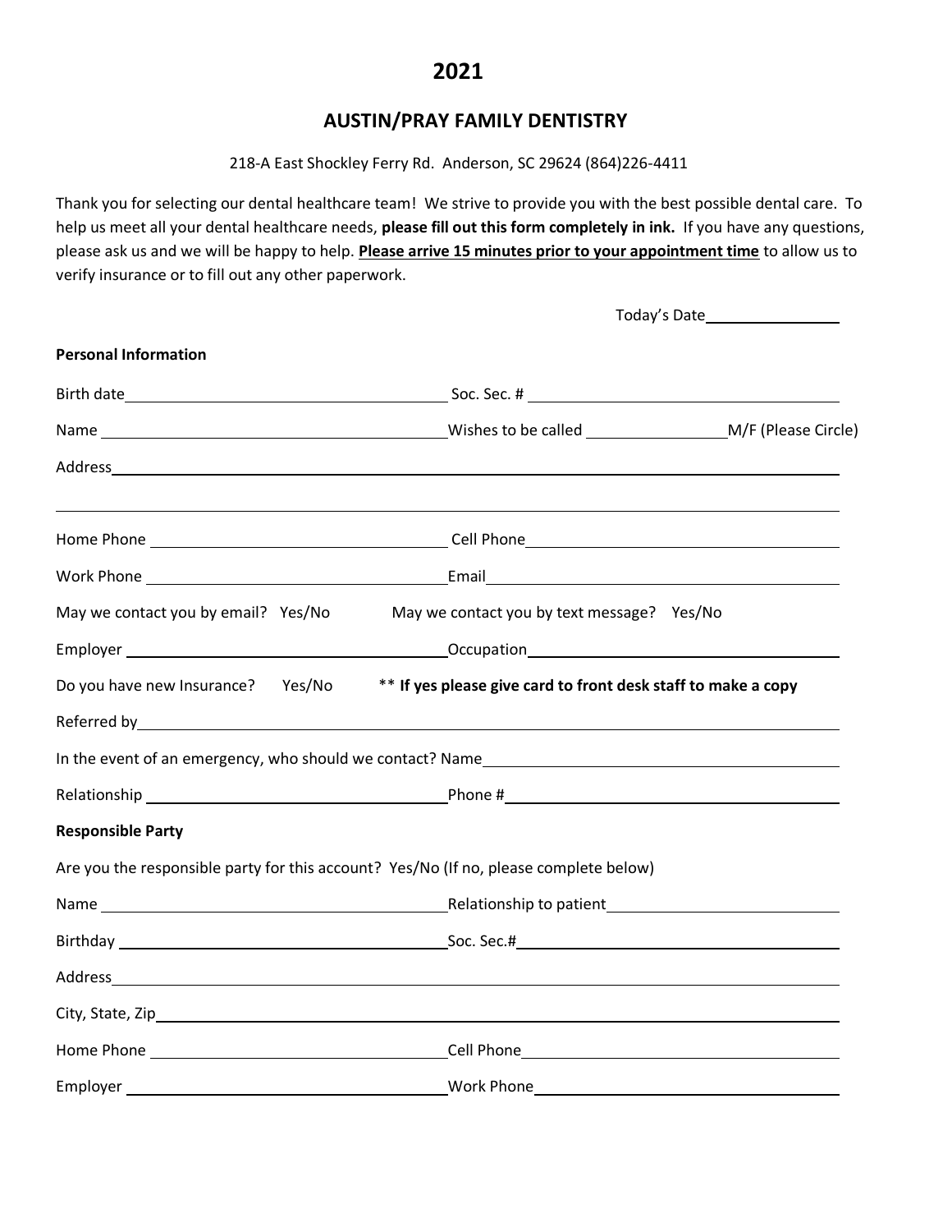# 2021

## AUSTIN/PRAY FAMILY DENTISTRY

218-A East Shockley Ferry Rd. Anderson, SC 29624 (864)226-4411

Thank you for selecting our dental healthcare team! We strive to provide you with the best possible dental care. To help us meet all your dental healthcare needs, **please fill out this form completely in ink.** If you have any questions, please ask us and we will be happy to help. **Please arrive 15 minutes prior to your appointment time** to allow us to verify insurance or to fill out any other paperwork.

Today's Date________________

**Personal Information**

Birth date_______________________________ Soc. Sec. # _______________________________

Name _______________________________ Wishes to be called _______________ M/F (Please Circle)

Address_______________________________________________________________

_______________________________________________________________________

Home Phone _______________________________ Cell Phone _______________________________

Work Phone _______________________________ Email_______________________________

May we contact you by email? Yes/No     May we contact you by text message? Yes/No

Employer _______________________________ Occupation_______________________________

Do you have new Insurance? Yes/No     ** **If yes please give card to front desk staff to make a copy**

Referred by_______________________________________________________________

In the event of an emergency, who should we contact? Name_______________________________

Relationship _______________________________ Phone #_______________________________

**Responsible Party**

Are you the responsible party for this account? Yes/No (If no, please complete below)

Name _______________________________ Relationship to patient_______________________________

Birthday _______________________________ Soc. Sec.#_______________________________

Address_______________________________________________________________

City, State, Zip_______________________________________________________________

Home Phone _______________________________ Cell Phone_______________________________

Employer _______________________________ Work Phone_______________________________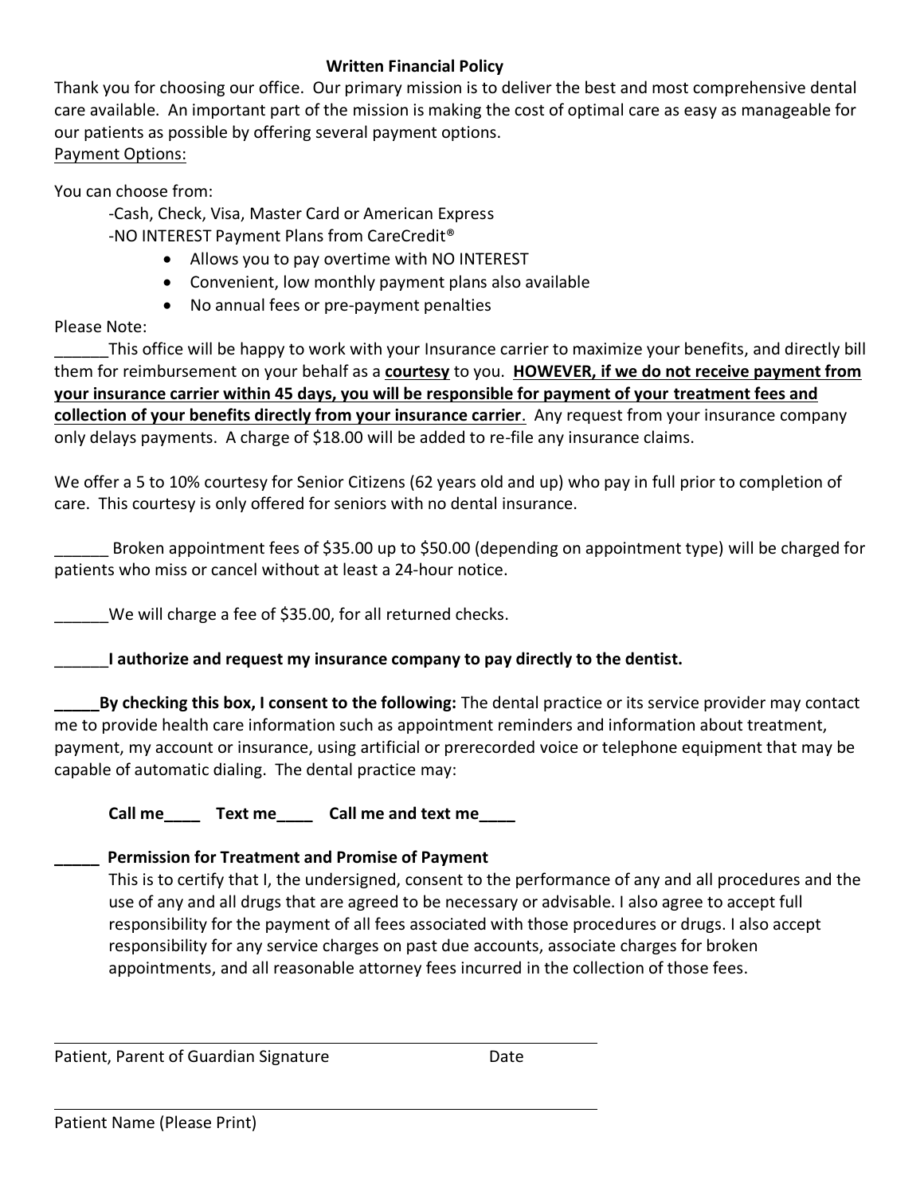**Written Financial Policy**

Thank you for choosing our office. Our primary mission is to deliver the best and most comprehensive dental care available. An important part of the mission is making the cost of optimal care as easy as manageable for our patients as possible by offering several payment options.

Payment Options:

You can choose from:

-Cash, Check, Visa, Master Card or American Express

-NO INTEREST Payment Plans from CareCredit®

- Allows you to pay overtime with NO INTEREST
- Convenient, low monthly payment plans also available
- No annual fees or pre-payment penalties

Please Note:

______This office will be happy to work with your Insurance carrier to maximize your benefits, and directly bill them for reimbursement on your behalf as a **courtesy** to you. **HOWEVER, if we do not receive payment from your insurance carrier within 45 days, you will be responsible for payment of your treatment fees and collection of your benefits directly from your insurance carrier**. Any request from your insurance company only delays payments. A charge of $18.00 will be added to re-file any insurance claims.

We offer a 5 to 10% courtesy for Senior Citizens (62 years old and up) who pay in full prior to completion of care. This courtesy is only offered for seniors with no dental insurance.

______ Broken appointment fees of $35.00 up to $50.00 (depending on appointment type) will be charged for patients who miss or cancel without at least a 24-hour notice.

______We will charge a fee of $35.00, for all returned checks.

______**I authorize and request my insurance company to pay directly to the dentist.**

**_____By checking this box, I consent to the following:** The dental practice or its service provider may contact me to provide health care information such as appointment reminders and information about treatment, payment, my account or insurance, using artificial or prerecorded voice or telephone equipment that may be capable of automatic dialing. The dental practice may:

**Call me____ Text me____ Call me and text me____**

**_____ Permission for Treatment and Promise of Payment**

This is to certify that I, the undersigned, consent to the performance of any and all procedures and the use of any and all drugs that are agreed to be necessary or advisable. I also agree to accept full responsibility for the payment of all fees associated with those procedures or drugs. I also accept responsibility for any service charges on past due accounts, associate charges for broken appointments, and all reasonable attorney fees incurred in the collection of those fees.

______________________________________________________

Patient, Parent of Guardian Signature Date

______________________________________________________

Patient Name (Please Print)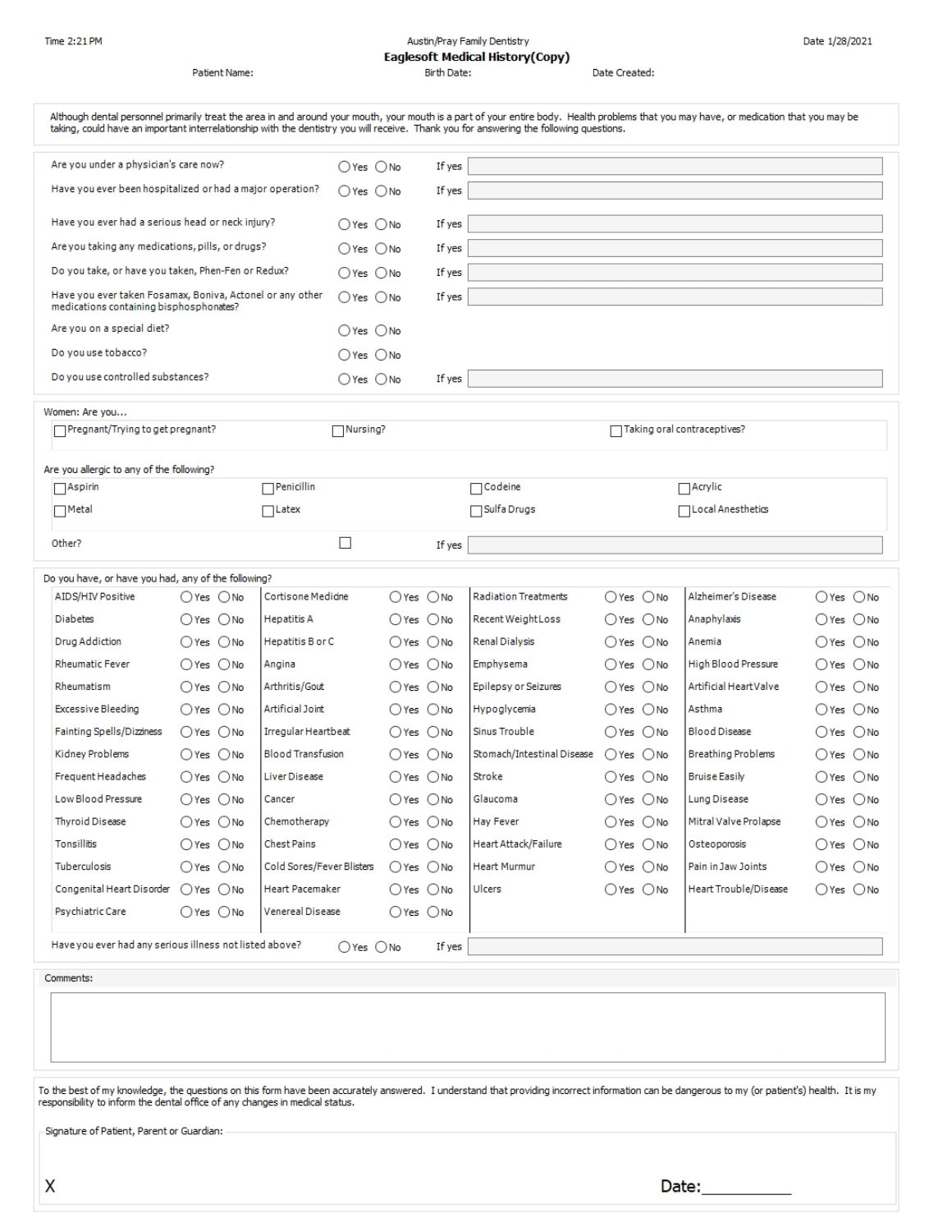Time 2:21 PM

Austin/Pray Family Dentistry

# Eaglesoft Medical History(Copy)

Date 1/28/2021

Patient Name: Birth Date: Date Created:

Although dental personnel primarily treat the area in and around your mouth, your mouth is a part of your entire body. Health problems that you may have, or medication that you may be taking, could have an important interrelationship with the dentistry you will receive. Thank you for answering the following questions.

| | | |
|---|---|---|
| Are you under a physician's care now? | ○ Yes ○ No | If yes |
| Have you ever been hospitalized or had a major operation? | ○ Yes ○ No | If yes |
| Have you ever had a serious head or neck injury? | ○ Yes ○ No | If yes |
| Are you taking any medications, pills, or drugs? | ○ Yes ○ No | If yes |
| Do you take, or have you taken, Phen-Fen or Redux? | ○ Yes ○ No | If yes |
| Have you ever taken Fosamax, Boniva, Actonel or any other medications containing bisphosphonates? | ○ Yes ○ No | If yes |
| Are you on a special diet? | ○ Yes ○ No | |
| Do you use tobacco? | ○ Yes ○ No | |
| Do you use controlled substances? | ○ Yes ○ No | If yes |

Women: Are you...

☐ Pregnant/Trying to get pregnant? ☐ Nursing? ☐ Taking oral contraceptives?

Are you allergic to any of the following?

| | | | |
|---|---|---|---|
| ☐ Aspirin | ☐ Penicillin | ☐ Codeine | ☐ Acrylic |
| ☐ Metal | ☐ Latex | ☐ Sulfa Drugs | ☐ Local Anesthetics |

Other? ☐ If yes

Do you have, or have you had, any of the following?

| | | | | | | | |
|---|---|---|---|---|---|---|---|
| AIDS/HIV Positive | ○ Yes ○ No | Cortisone Medicine | ○ Yes ○ No | Radiation Treatments | ○ Yes ○ No | Alzheimer's Disease | ○ Yes ○ No |
| Diabetes | ○ Yes ○ No | Hepatitis A | ○ Yes ○ No | Recent Weight Loss | ○ Yes ○ No | Anaphylaxis | ○ Yes ○ No |
| Drug Addiction | ○ Yes ○ No | Hepatitis B or C | ○ Yes ○ No | Renal Dialysis | ○ Yes ○ No | Anemia | ○ Yes ○ No |
| Rheumatic Fever | ○ Yes ○ No | Angina | ○ Yes ○ No | Emphysema | ○ Yes ○ No | High Blood Pressure | ○ Yes ○ No |
| Rheumatism | ○ Yes ○ No | Arthritis/Gout | ○ Yes ○ No | Epilepsy or Seizures | ○ Yes ○ No | Artificial Heart Valve | ○ Yes ○ No |
| Excessive Bleeding | ○ Yes ○ No | Artificial Joint | ○ Yes ○ No | Hypoglycemia | ○ Yes ○ No | Asthma | ○ Yes ○ No |
| Fainting Spells/Dizziness | ○ Yes ○ No | Irregular Heartbeat | ○ Yes ○ No | Sinus Trouble | ○ Yes ○ No | Blood Disease | ○ Yes ○ No |
| Kidney Problems | ○ Yes ○ No | Blood Transfusion | ○ Yes ○ No | Stomach/Intestinal Disease | ○ Yes ○ No | Breathing Problems | ○ Yes ○ No |
| Frequent Headaches | ○ Yes ○ No | Liver Disease | ○ Yes ○ No | Stroke | ○ Yes ○ No | Bruise Easily | ○ Yes ○ No |
| Low Blood Pressure | ○ Yes ○ No | Cancer | ○ Yes ○ No | Glaucoma | ○ Yes ○ No | Lung Disease | ○ Yes ○ No |
| Thyroid Disease | ○ Yes ○ No | Chemotherapy | ○ Yes ○ No | Hay Fever | ○ Yes ○ No | Mitral Valve Prolapse | ○ Yes ○ No |
| Tonsillitis | ○ Yes ○ No | Chest Pains | ○ Yes ○ No | Heart Attack/Failure | ○ Yes ○ No | Osteoporosis | ○ Yes ○ No |
| Tuberculosis | ○ Yes ○ No | Cold Sores/Fever Blisters | ○ Yes ○ No | Heart Murmur | ○ Yes ○ No | Pain in Jaw Joints | ○ Yes ○ No |
| Congenital Heart Disorder | ○ Yes ○ No | Heart Pacemaker | ○ Yes ○ No | Ulcers | ○ Yes ○ No | Heart Trouble/Disease | ○ Yes ○ No |
| Psychiatric Care | ○ Yes ○ No | Venereal Disease | ○ Yes ○ No | | | | |

Have you ever had any serious illness not listed above? ○ Yes ○ No If yes

Comments:

To the best of my knowledge, the questions on this form have been accurately answered. I understand that providing incorrect information can be dangerous to my (or patient's) health. It is my responsibility to inform the dental office of any changes in medical status.

Signature of Patient, Parent or Guardian:

X Date:__________